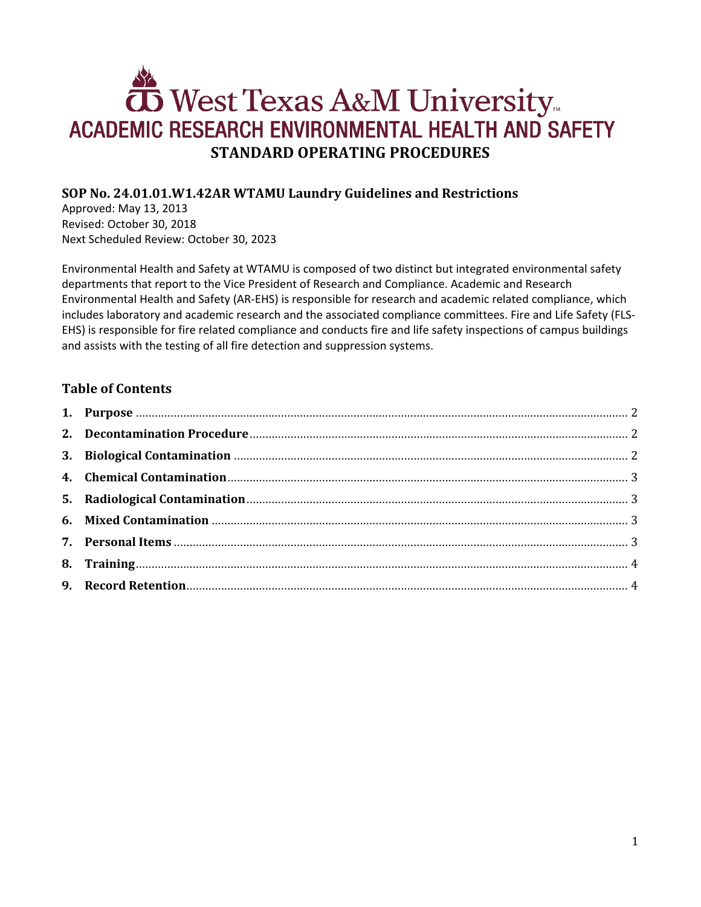# West Texas A&M University

## ACADEMIC RESEARCH ENVIRONMENTAL HEALTH AND SAFETY

## STANDARD OPERATING PROCEDURES

### SOP No. 24.01.01.W1.42AR WTAMU Laundry Guidelines and Restrictions

Approved: May 13, 2013
Revised: October 30, 2018
Next Scheduled Review: October 30, 2023

Environmental Health and Safety at WTAMU is composed of two distinct but integrated environmental safety departments that report to the Vice President of Research and Compliance. Academic and Research Environmental Health and Safety (AR-EHS) is responsible for research and academic related compliance, which includes laboratory and academic research and the associated compliance committees. Fire and Life Safety (FLS-EHS) is responsible for fire related compliance and conducts fire and life safety inspections of campus buildings and assists with the testing of all fire detection and suppression systems.

### Table of Contents

1. **Purpose** .......... 2
2. **Decontamination Procedure** .......... 2
3. **Biological Contamination** .......... 2
4. **Chemical Contamination** .......... 3
5. **Radiological Contamination** .......... 3
6. **Mixed Contamination** .......... 3
7. **Personal Items** .......... 3
8. **Training** .......... 4
9. **Record Retention** .......... 4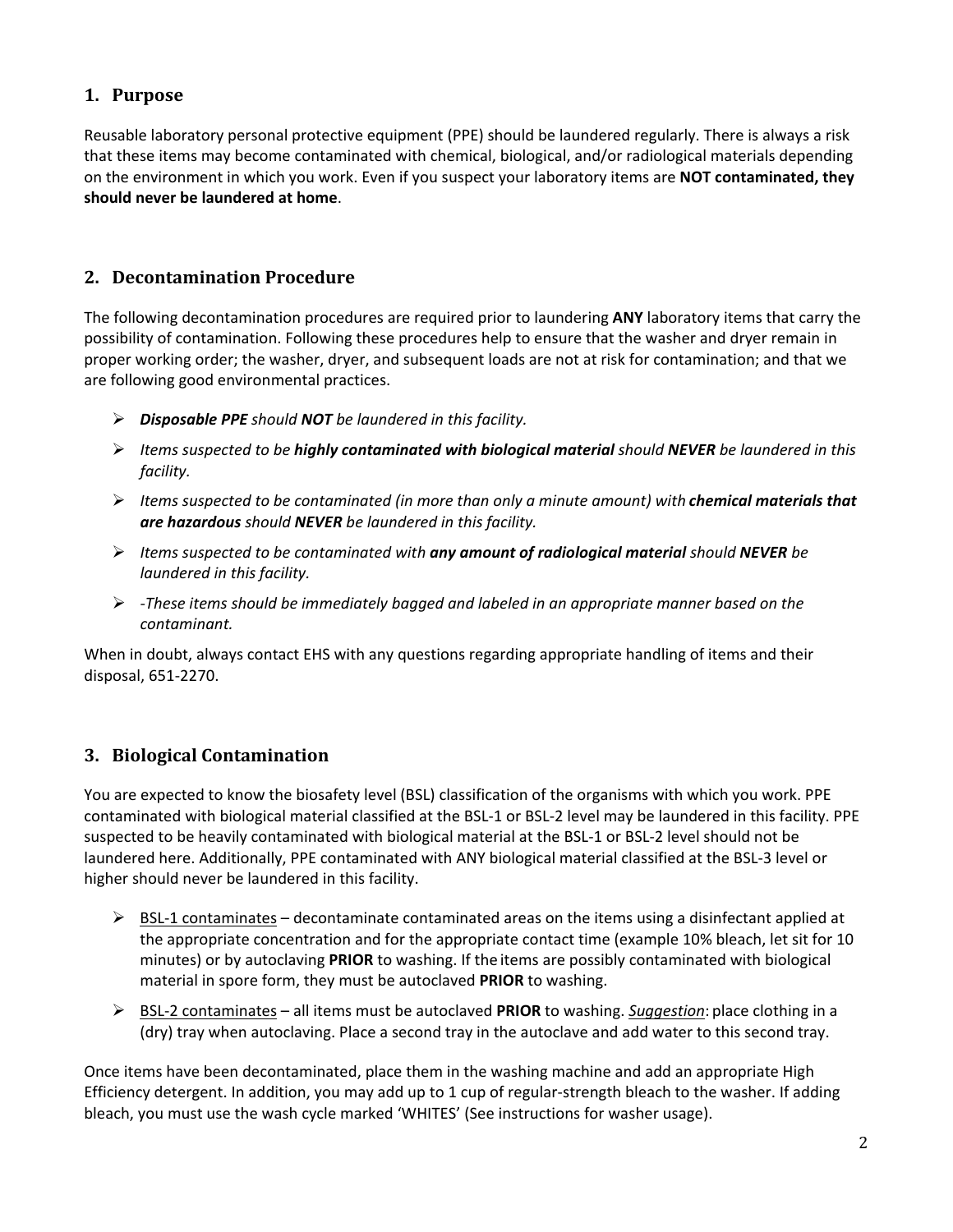## 1. Purpose

Reusable laboratory personal protective equipment (PPE) should be laundered regularly. There is always a risk that these items may become contaminated with chemical, biological, and/or radiological materials depending on the environment in which you work. Even if you suspect your laboratory items are **NOT contaminated, they should never be laundered at home**.

## 2. Decontamination Procedure

The following decontamination procedures are required prior to laundering **ANY** laboratory items that carry the possibility of contamination. Following these procedures help to ensure that the washer and dryer remain in proper working order; the washer, dryer, and subsequent loads are not at risk for contamination; and that we are following good environmental practices.

- ***Disposable PPE*** *should* ***NOT*** *be laundered in this facility.*
- *Items suspected to be* ***highly contaminated with biological material*** *should* ***NEVER*** *be laundered in this facility.*
- *Items suspected to be contaminated (in more than only a minute amount) with* ***chemical materials that are hazardous*** *should* ***NEVER*** *be laundered in this facility.*
- *Items suspected to be contaminated with* ***any amount of radiological material*** *should* ***NEVER*** *be laundered in this facility.*
- *-These items should be immediately bagged and labeled in an appropriate manner based on the contaminant.*

When in doubt, always contact EHS with any questions regarding appropriate handling of items and their disposal, 651-2270.

## 3. Biological Contamination

You are expected to know the biosafety level (BSL) classification of the organisms with which you work. PPE contaminated with biological material classified at the BSL-1 or BSL-2 level may be laundered in this facility. PPE suspected to be heavily contaminated with biological material at the BSL-1 or BSL-2 level should not be laundered here. Additionally, PPE contaminated with ANY biological material classified at the BSL-3 level or higher should never be laundered in this facility.

- <u>BSL-1 contaminates</u> – decontaminate contaminated areas on the items using a disinfectant applied at the appropriate concentration and for the appropriate contact time (example 10% bleach, let sit for 10 minutes) or by autoclaving **PRIOR** to washing. If the items are possibly contaminated with biological material in spore form, they must be autoclaved **PRIOR** to washing.
- <u>BSL-2 contaminates</u> – all items must be autoclaved **PRIOR** to washing. ***<u>Suggestion</u>***: place clothing in a (dry) tray when autoclaving. Place a second tray in the autoclave and add water to this second tray.

Once items have been decontaminated, place them in the washing machine and add an appropriate High Efficiency detergent. In addition, you may add up to 1 cup of regular-strength bleach to the washer. If adding bleach, you must use the wash cycle marked 'WHITES' (See instructions for washer usage).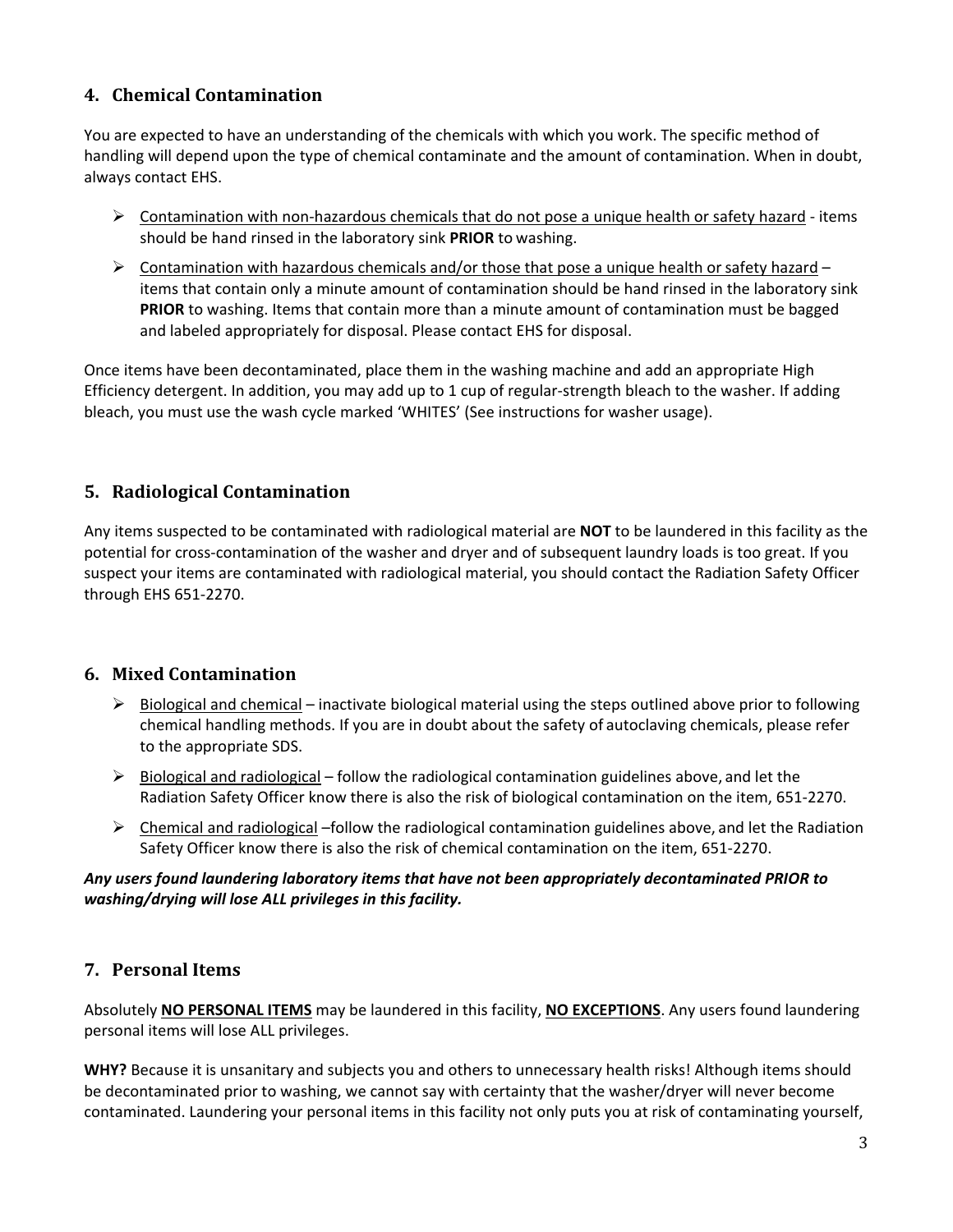## 4. Chemical Contamination

You are expected to have an understanding of the chemicals with which you work. The specific method of handling will depend upon the type of chemical contaminate and the amount of contamination. When in doubt, always contact EHS.

- <u>Contamination with non-hazardous chemicals that do not pose a unique health or safety hazard</u> - items should be hand rinsed in the laboratory sink **PRIOR** to washing.
- <u>Contamination with hazardous chemicals and/or those that pose a unique health or safety hazard</u> – items that contain only a minute amount of contamination should be hand rinsed in the laboratory sink **PRIOR** to washing. Items that contain more than a minute amount of contamination must be bagged and labeled appropriately for disposal. Please contact EHS for disposal.

Once items have been decontaminated, place them in the washing machine and add an appropriate High Efficiency detergent. In addition, you may add up to 1 cup of regular-strength bleach to the washer. If adding bleach, you must use the wash cycle marked 'WHITES' (See instructions for washer usage).

## 5. Radiological Contamination

Any items suspected to be contaminated with radiological material are **NOT** to be laundered in this facility as the potential for cross-contamination of the washer and dryer and of subsequent laundry loads is too great. If you suspect your items are contaminated with radiological material, you should contact the Radiation Safety Officer through EHS 651-2270.

## 6. Mixed Contamination

- <u>Biological and chemical</u> – inactivate biological material using the steps outlined above prior to following chemical handling methods. If you are in doubt about the safety of autoclaving chemicals, please refer to the appropriate SDS.
- <u>Biological and radiological</u> – follow the radiological contamination guidelines above, and let the Radiation Safety Officer know there is also the risk of biological contamination on the item, 651-2270.
- <u>Chemical and radiological</u> –follow the radiological contamination guidelines above, and let the Radiation Safety Officer know there is also the risk of chemical contamination on the item, 651-2270.

***Any users found laundering laboratory items that have not been appropriately decontaminated PRIOR to washing/drying will lose ALL privileges in this facility.***

## 7. Personal Items

Absolutely **<u>NO PERSONAL ITEMS</u>** may be laundered in this facility, **<u>NO EXCEPTIONS</u>**. Any users found laundering personal items will lose ALL privileges.

**WHY?** Because it is unsanitary and subjects you and others to unnecessary health risks! Although items should be decontaminated prior to washing, we cannot say with certainty that the washer/dryer will never become contaminated. Laundering your personal items in this facility not only puts you at risk of contaminating yourself,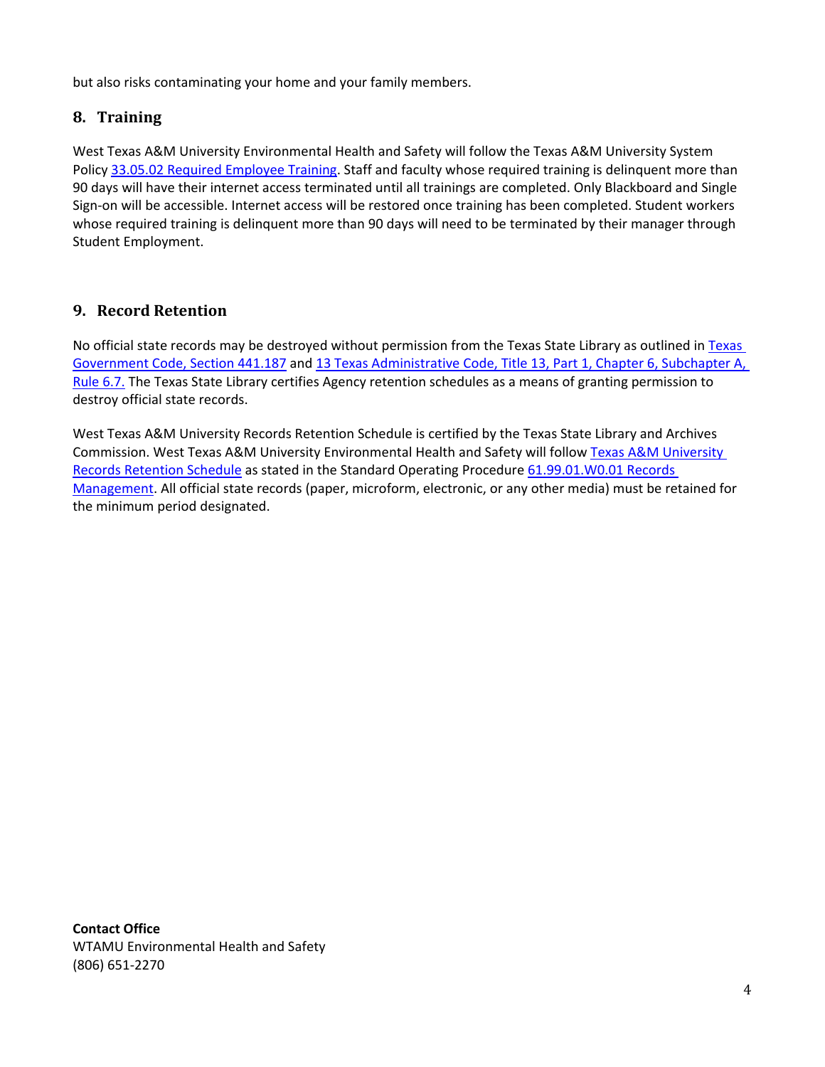but also risks contaminating your home and your family members.

## 8. Training

West Texas A&M University Environmental Health and Safety will follow the Texas A&M University System Policy 33.05.02 Required Employee Training. Staff and faculty whose required training is delinquent more than 90 days will have their internet access terminated until all trainings are completed. Only Blackboard and Single Sign-on will be accessible. Internet access will be restored once training has been completed. Student workers whose required training is delinquent more than 90 days will need to be terminated by their manager through Student Employment.

## 9. Record Retention

No official state records may be destroyed without permission from the Texas State Library as outlined in Texas Government Code, Section 441.187 and 13 Texas Administrative Code, Title 13, Part 1, Chapter 6, Subchapter A, Rule 6.7. The Texas State Library certifies Agency retention schedules as a means of granting permission to destroy official state records.

West Texas A&M University Records Retention Schedule is certified by the Texas State Library and Archives Commission. West Texas A&M University Environmental Health and Safety will follow Texas A&M University Records Retention Schedule as stated in the Standard Operating Procedure 61.99.01.W0.01 Records Management. All official state records (paper, microform, electronic, or any other media) must be retained for the minimum period designated.

**Contact Office**
WTAMU Environmental Health and Safety
(806) 651-2270